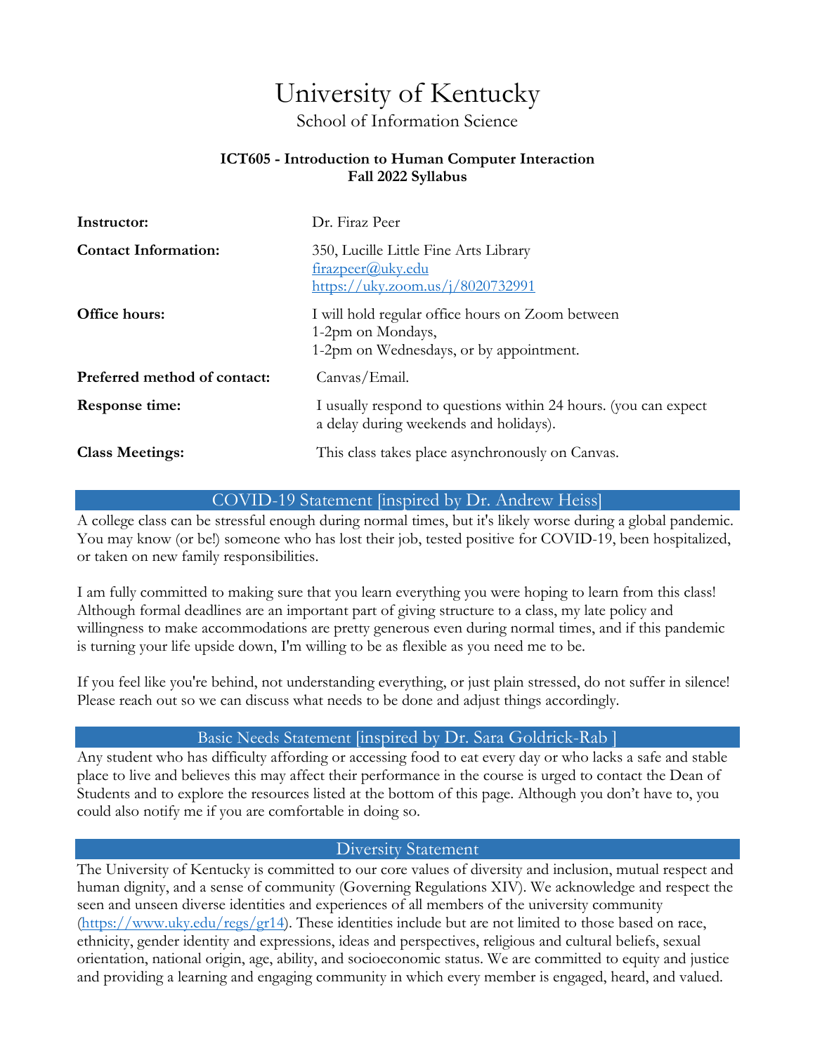# University of Kentucky

## School of Information Science

**ICT605 - Introduction to Human Computer Interaction**
**Fall 2022 Syllabus**

| | |
|---|---|
| **Instructor:** | Dr. Firaz Peer |
| **Contact Information:** | 350, Lucille Little Fine Arts Library<br>[firazpeer@uky.edu](mailto:firazpeer@uky.edu)<br>[https://uky.zoom.us/j/8020732991](https://uky.zoom.us/j/8020732991) |
| **Office hours:** | I will hold regular office hours on Zoom between<br>1-2pm on Mondays,<br>1-2pm on Wednesdays, or by appointment. |
| **Preferred method of contact:** | Canvas/Email. |
| **Response time:** | I usually respond to questions within 24 hours. (you can expect a delay during weekends and holidays). |
| **Class Meetings:** | This class takes place asynchronously on Canvas. |

## COVID-19 Statement [inspired by Dr. Andrew Heiss]

A college class can be stressful enough during normal times, but it's likely worse during a global pandemic. You may know (or be!) someone who has lost their job, tested positive for COVID-19, been hospitalized, or taken on new family responsibilities.

I am fully committed to making sure that you learn everything you were hoping to learn from this class! Although formal deadlines are an important part of giving structure to a class, my late policy and willingness to make accommodations are pretty generous even during normal times, and if this pandemic is turning your life upside down, I'm willing to be as flexible as you need me to be.

If you feel like you're behind, not understanding everything, or just plain stressed, do not suffer in silence! Please reach out so we can discuss what needs to be done and adjust things accordingly.

## Basic Needs Statement [inspired by Dr. Sara Goldrick-Rab ]

Any student who has difficulty affording or accessing food to eat every day or who lacks a safe and stable place to live and believes this may affect their performance in the course is urged to contact the Dean of Students and to explore the resources listed at the bottom of this page. Although you don't have to, you could also notify me if you are comfortable in doing so.

## Diversity Statement

The University of Kentucky is committed to our core values of diversity and inclusion, mutual respect and human dignity, and a sense of community (Governing Regulations XIV). We acknowledge and respect the seen and unseen diverse identities and experiences of all members of the university community ([https://www.uky.edu/regs/gr14](https://www.uky.edu/regs/gr14)). These identities include but are not limited to those based on race, ethnicity, gender identity and expressions, ideas and perspectives, religious and cultural beliefs, sexual orientation, national origin, age, ability, and socioeconomic status. We are committed to equity and justice and providing a learning and engaging community in which every member is engaged, heard, and valued.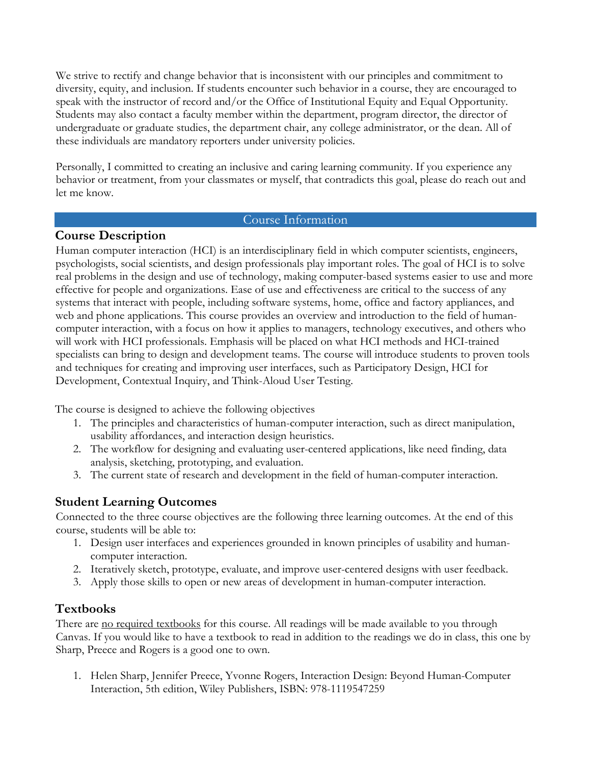We strive to rectify and change behavior that is inconsistent with our principles and commitment to diversity, equity, and inclusion. If students encounter such behavior in a course, they are encouraged to speak with the instructor of record and/or the Office of Institutional Equity and Equal Opportunity. Students may also contact a faculty member within the department, program director, the director of undergraduate or graduate studies, the department chair, any college administrator, or the dean. All of these individuals are mandatory reporters under university policies.

Personally, I committed to creating an inclusive and caring learning community. If you experience any behavior or treatment, from your classmates or myself, that contradicts this goal, please do reach out and let me know.

## Course Information

### Course Description

Human computer interaction (HCI) is an interdisciplinary field in which computer scientists, engineers, psychologists, social scientists, and design professionals play important roles. The goal of HCI is to solve real problems in the design and use of technology, making computer-based systems easier to use and more effective for people and organizations. Ease of use and effectiveness are critical to the success of any systems that interact with people, including software systems, home, office and factory appliances, and web and phone applications. This course provides an overview and introduction to the field of human-computer interaction, with a focus on how it applies to managers, technology executives, and others who will work with HCI professionals. Emphasis will be placed on what HCI methods and HCI-trained specialists can bring to design and development teams. The course will introduce students to proven tools and techniques for creating and improving user interfaces, such as Participatory Design, HCI for Development, Contextual Inquiry, and Think-Aloud User Testing.

The course is designed to achieve the following objectives

1. The principles and characteristics of human-computer interaction, such as direct manipulation, usability affordances, and interaction design heuristics.
2. The workflow for designing and evaluating user-centered applications, like need finding, data analysis, sketching, prototyping, and evaluation.
3. The current state of research and development in the field of human-computer interaction.

### Student Learning Outcomes

Connected to the three course objectives are the following three learning outcomes. At the end of this course, students will be able to:

1. Design user interfaces and experiences grounded in known principles of usability and human-computer interaction.
2. Iteratively sketch, prototype, evaluate, and improve user-centered designs with user feedback.
3. Apply those skills to open or new areas of development in human-computer interaction.

### Textbooks

There are <u>no required textbooks</u> for this course. All readings will be made available to you through Canvas. If you would like to have a textbook to read in addition to the readings we do in class, this one by Sharp, Preece and Rogers is a good one to own.

1. Helen Sharp, Jennifer Preece, Yvonne Rogers, Interaction Design: Beyond Human-Computer Interaction, 5th edition, Wiley Publishers, ISBN: 978-1119547259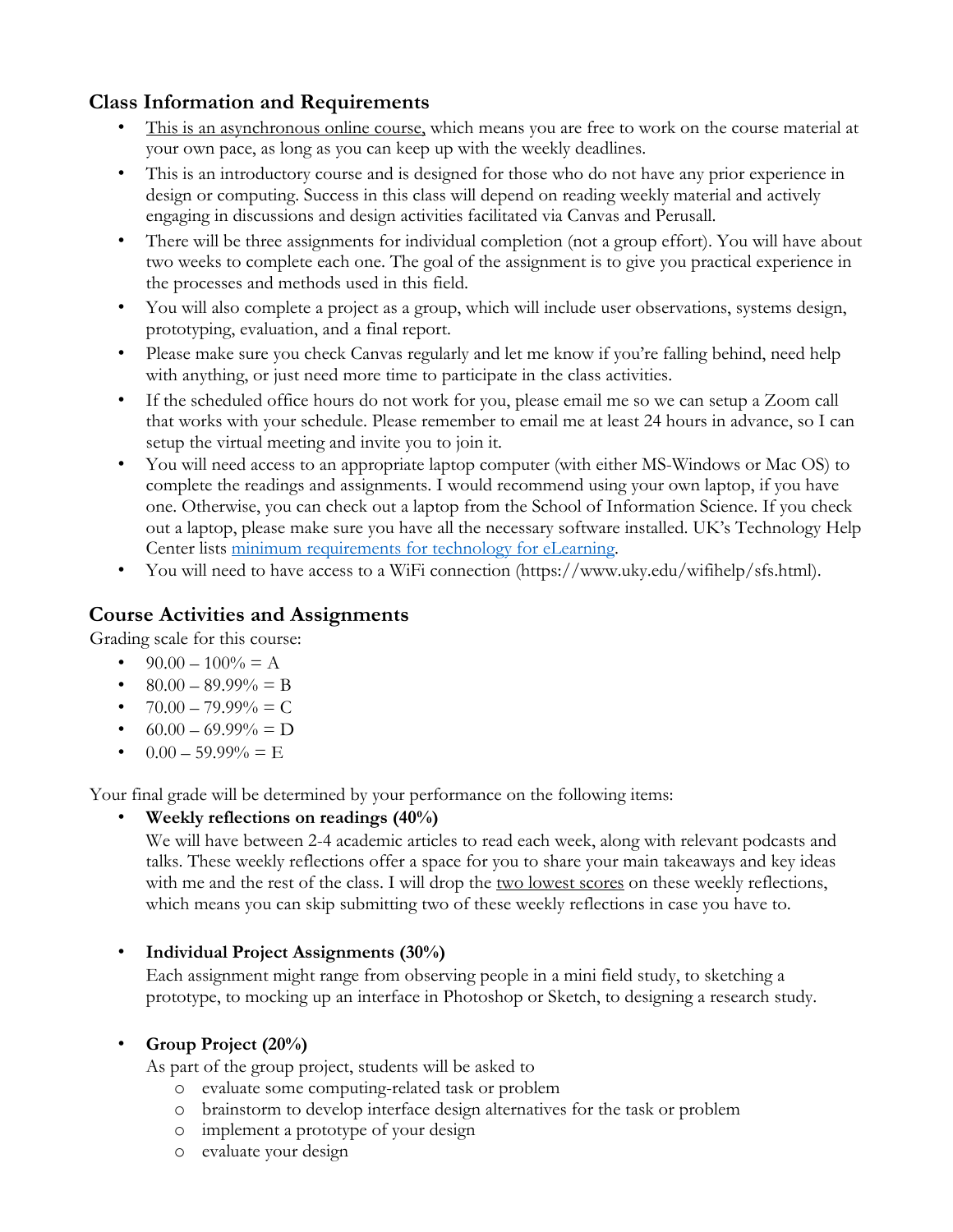## Class Information and Requirements

- This is an asynchronous online course, which means you are free to work on the course material at your own pace, as long as you can keep up with the weekly deadlines.
- This is an introductory course and is designed for those who do not have any prior experience in design or computing. Success in this class will depend on reading weekly material and actively engaging in discussions and design activities facilitated via Canvas and Perusall.
- There will be three assignments for individual completion (not a group effort). You will have about two weeks to complete each one. The goal of the assignment is to give you practical experience in the processes and methods used in this field.
- You will also complete a project as a group, which will include user observations, systems design, prototyping, evaluation, and a final report.
- Please make sure you check Canvas regularly and let me know if you're falling behind, need help with anything, or just need more time to participate in the class activities.
- If the scheduled office hours do not work for you, please email me so we can setup a Zoom call that works with your schedule. Please remember to email me at least 24 hours in advance, so I can setup the virtual meeting and invite you to join it.
- You will need access to an appropriate laptop computer (with either MS-Windows or Mac OS) to complete the readings and assignments. I would recommend using your own laptop, if you have one. Otherwise, you can check out a laptop from the School of Information Science. If you check out a laptop, please make sure you have all the necessary software installed. UK's Technology Help Center lists [minimum requirements for technology for eLearning](minimum requirements for technology for eLearning).
- You will need to have access to a WiFi connection (https://www.uky.edu/wifihelp/sfs.html).

## Course Activities and Assignments

Grading scale for this course:

- 90.00 – 100% = A
- 80.00 – 89.99% = B
- 70.00 – 79.99% = C
- 60.00 – 69.99% = D
- 0.00 – 59.99% = E

Your final grade will be determined by your performance on the following items:

- **Weekly reflections on readings (40%)**
  We will have between 2-4 academic articles to read each week, along with relevant podcasts and talks. These weekly reflections offer a space for you to share your main takeaways and key ideas with me and the rest of the class. I will drop the two lowest scores on these weekly reflections, which means you can skip submitting two of these weekly reflections in case you have to.

- **Individual Project Assignments (30%)**
  Each assignment might range from observing people in a mini field study, to sketching a prototype, to mocking up an interface in Photoshop or Sketch, to designing a research study.

- **Group Project (20%)**
  As part of the group project, students will be asked to
  - evaluate some computing-related task or problem
  - brainstorm to develop interface design alternatives for the task or problem
  - implement a prototype of your design
  - evaluate your design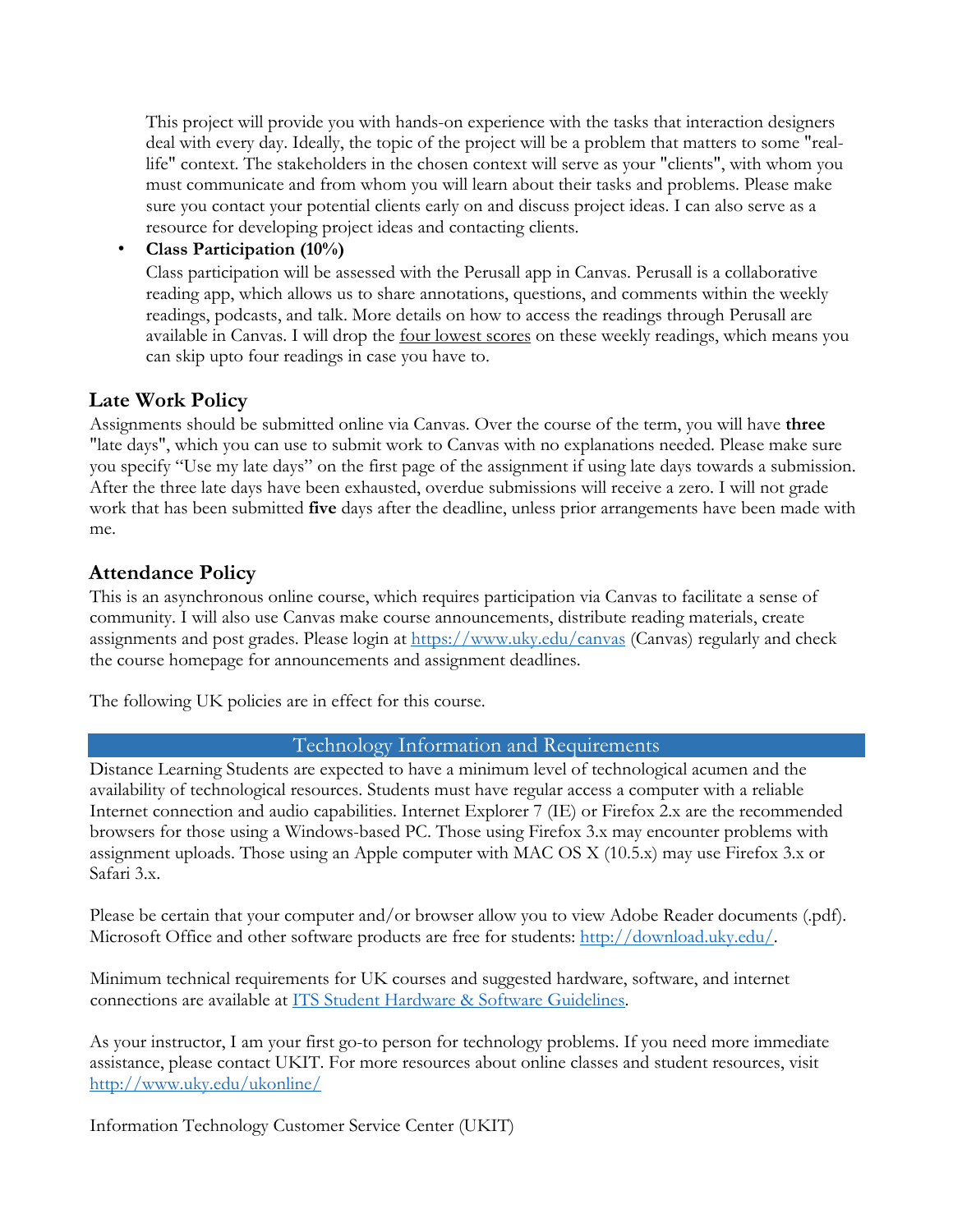This project will provide you with hands-on experience with the tasks that interaction designers deal with every day. Ideally, the topic of the project will be a problem that matters to some "real-life" context. The stakeholders in the chosen context will serve as your "clients", with whom you must communicate and from whom you will learn about their tasks and problems. Please make sure you contact your potential clients early on and discuss project ideas. I can also serve as a resource for developing project ideas and contacting clients.

- **Class Participation (10%)**
  Class participation will be assessed with the Perusall app in Canvas. Perusall is a collaborative reading app, which allows us to share annotations, questions, and comments within the weekly readings, podcasts, and talk. More details on how to access the readings through Perusall are available in Canvas. I will drop the four lowest scores on these weekly readings, which means you can skip upto four readings in case you have to.

## Late Work Policy

Assignments should be submitted online via Canvas. Over the course of the term, you will have **three** "late days", which you can use to submit work to Canvas with no explanations needed. Please make sure you specify "Use my late days" on the first page of the assignment if using late days towards a submission. After the three late days have been exhausted, overdue submissions will receive a zero. I will not grade work that has been submitted **five** days after the deadline, unless prior arrangements have been made with me.

## Attendance Policy

This is an asynchronous online course, which requires participation via Canvas to facilitate a sense of community. I will also use Canvas make course announcements, distribute reading materials, create assignments and post grades. Please login at https://www.uky.edu/canvas (Canvas) regularly and check the course homepage for announcements and assignment deadlines.

The following UK policies are in effect for this course.

## Technology Information and Requirements

Distance Learning Students are expected to have a minimum level of technological acumen and the availability of technological resources. Students must have regular access a computer with a reliable Internet connection and audio capabilities. Internet Explorer 7 (IE) or Firefox 2.x are the recommended browsers for those using a Windows-based PC. Those using Firefox 3.x may encounter problems with assignment uploads. Those using an Apple computer with MAC OS X (10.5.x) may use Firefox 3.x or Safari 3.x.

Please be certain that your computer and/or browser allow you to view Adobe Reader documents (.pdf). Microsoft Office and other software products are free for students: http://download.uky.edu/.

Minimum technical requirements for UK courses and suggested hardware, software, and internet connections are available at ITS Student Hardware & Software Guidelines.

As your instructor, I am your first go-to person for technology problems. If you need more immediate assistance, please contact UKIT. For more resources about online classes and student resources, visit http://www.uky.edu/ukonline/

Information Technology Customer Service Center (UKIT)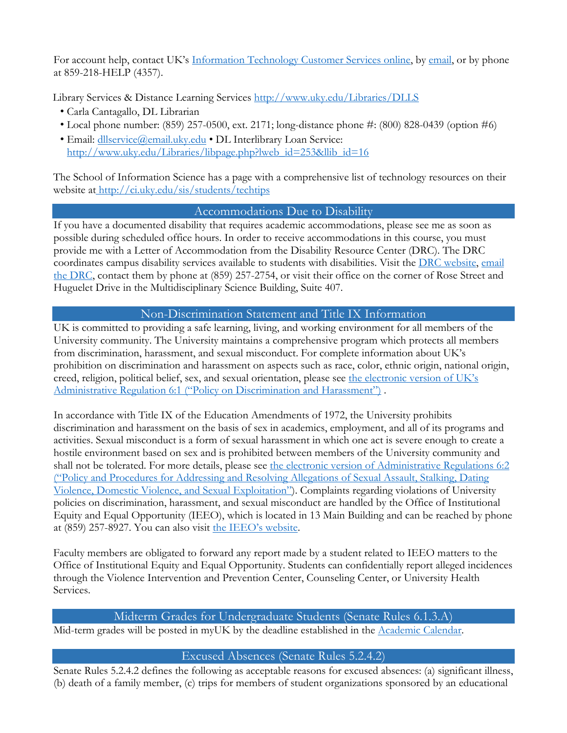For account help, contact UK's [Information Technology Customer Services online](#), by [email](#), or by phone at 859-218-HELP (4357).

Library Services & Distance Learning Services [http://www.uky.edu/Libraries/DLLS](http://www.uky.edu/Libraries/DLLS)

- Carla Cantagallo, DL Librarian
- Local phone number: (859) 257-0500, ext. 2171; long-distance phone #: (800) 828-0439 (option #6)
- Email: [dllservice@email.uky.edu](mailto:dllservice@email.uky.edu) • DL Interlibrary Loan Service: [http://www.uky.edu/Libraries/libpage.php?lweb_id=253&llib_id=16](http://www.uky.edu/Libraries/libpage.php?lweb_id=253&llib_id=16)

The School of Information Science has a page with a comprehensive list of technology resources on their website at [http://ci.uky.edu/sis/students/techtips](http://ci.uky.edu/sis/students/techtips)

## Accommodations Due to Disability

If you have a documented disability that requires academic accommodations, please see me as soon as possible during scheduled office hours. In order to receive accommodations in this course, you must provide me with a Letter of Accommodation from the Disability Resource Center (DRC). The DRC coordinates campus disability services available to students with disabilities. Visit the [DRC website](#), [email the DRC](#), contact them by phone at (859) 257-2754, or visit their office on the corner of Rose Street and Huguelet Drive in the Multidisciplinary Science Building, Suite 407.

## Non-Discrimination Statement and Title IX Information

UK is committed to providing a safe learning, living, and working environment for all members of the University community. The University maintains a comprehensive program which protects all members from discrimination, harassment, and sexual misconduct. For complete information about UK's prohibition on discrimination and harassment on aspects such as race, color, ethnic origin, national origin, creed, religion, political belief, sex, and sexual orientation, please see [the electronic version of UK's Administrative Regulation 6:1 ("Policy on Discrimination and Harassment")](#) .

In accordance with Title IX of the Education Amendments of 1972, the University prohibits discrimination and harassment on the basis of sex in academics, employment, and all of its programs and activities. Sexual misconduct is a form of sexual harassment in which one act is severe enough to create a hostile environment based on sex and is prohibited between members of the University community and shall not be tolerated. For more details, please see [the electronic version of Administrative Regulations 6:2 ("Policy and Procedures for Addressing and Resolving Allegations of Sexual Assault, Stalking, Dating Violence, Domestic Violence, and Sexual Exploitation")](#). Complaints regarding violations of University policies on discrimination, harassment, and sexual misconduct are handled by the Office of Institutional Equity and Equal Opportunity (IEEO), which is located in 13 Main Building and can be reached by phone at (859) 257-8927. You can also visit [the IEEO's website](#).

Faculty members are obligated to forward any report made by a student related to IEEO matters to the Office of Institutional Equity and Equal Opportunity. Students can confidentially report alleged incidences through the Violence Intervention and Prevention Center, Counseling Center, or University Health Services.

## Midterm Grades for Undergraduate Students (Senate Rules 6.1.3.A)

Mid-term grades will be posted in myUK by the deadline established in the [Academic Calendar](#).

## Excused Absences (Senate Rules 5.2.4.2)

Senate Rules 5.2.4.2 defines the following as acceptable reasons for excused absences: (a) significant illness, (b) death of a family member, (c) trips for members of student organizations sponsored by an educational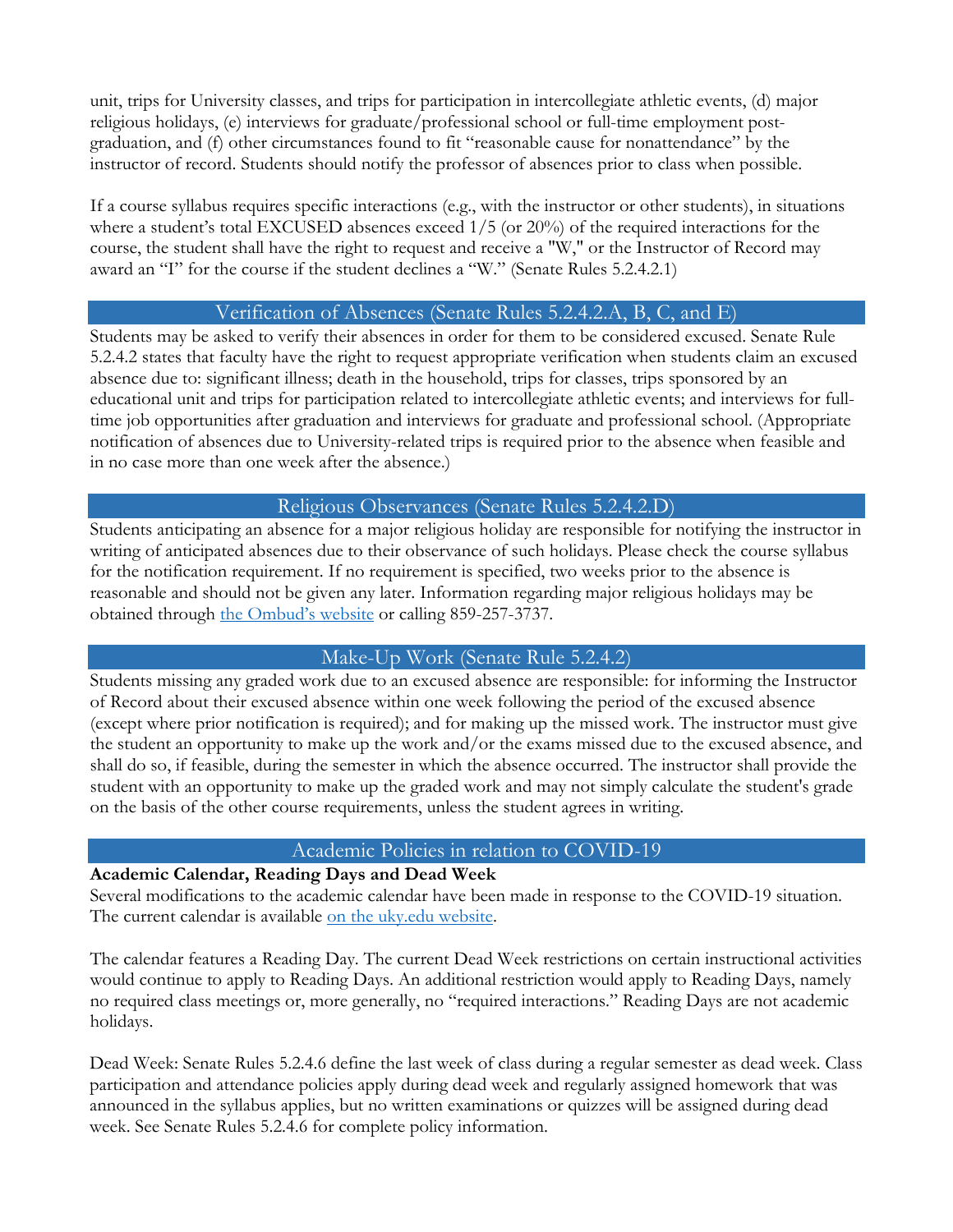unit, trips for University classes, and trips for participation in intercollegiate athletic events, (d) major religious holidays, (e) interviews for graduate/professional school or full-time employment post-graduation, and (f) other circumstances found to fit "reasonable cause for nonattendance" by the instructor of record. Students should notify the professor of absences prior to class when possible.

If a course syllabus requires specific interactions (e.g., with the instructor or other students), in situations where a student's total EXCUSED absences exceed 1/5 (or 20%) of the required interactions for the course, the student shall have the right to request and receive a "W," or the Instructor of Record may award an "I" for the course if the student declines a "W." (Senate Rules 5.2.4.2.1)

## Verification of Absences (Senate Rules 5.2.4.2.A, B, C, and E)

Students may be asked to verify their absences in order for them to be considered excused. Senate Rule 5.2.4.2 states that faculty have the right to request appropriate verification when students claim an excused absence due to: significant illness; death in the household, trips for classes, trips sponsored by an educational unit and trips for participation related to intercollegiate athletic events; and interviews for full-time job opportunities after graduation and interviews for graduate and professional school. (Appropriate notification of absences due to University-related trips is required prior to the absence when feasible and in no case more than one week after the absence.)

## Religious Observances (Senate Rules 5.2.4.2.D)

Students anticipating an absence for a major religious holiday are responsible for notifying the instructor in writing of anticipated absences due to their observance of such holidays. Please check the course syllabus for the notification requirement. If no requirement is specified, two weeks prior to the absence is reasonable and should not be given any later. Information regarding major religious holidays may be obtained through the Ombud's website or calling 859-257-3737.

## Make-Up Work (Senate Rule 5.2.4.2)

Students missing any graded work due to an excused absence are responsible: for informing the Instructor of Record about their excused absence within one week following the period of the excused absence (except where prior notification is required); and for making up the missed work. The instructor must give the student an opportunity to make up the work and/or the exams missed due to the excused absence, and shall do so, if feasible, during the semester in which the absence occurred. The instructor shall provide the student with an opportunity to make up the graded work and may not simply calculate the student's grade on the basis of the other course requirements, unless the student agrees in writing.

## Academic Policies in relation to COVID-19

**Academic Calendar, Reading Days and Dead Week**

Several modifications to the academic calendar have been made in response to the COVID-19 situation. The current calendar is available on the uky.edu website.

The calendar features a Reading Day. The current Dead Week restrictions on certain instructional activities would continue to apply to Reading Days. An additional restriction would apply to Reading Days, namely no required class meetings or, more generally, no "required interactions." Reading Days are not academic holidays.

Dead Week: Senate Rules 5.2.4.6 define the last week of class during a regular semester as dead week. Class participation and attendance policies apply during dead week and regularly assigned homework that was announced in the syllabus applies, but no written examinations or quizzes will be assigned during dead week. See Senate Rules 5.2.4.6 for complete policy information.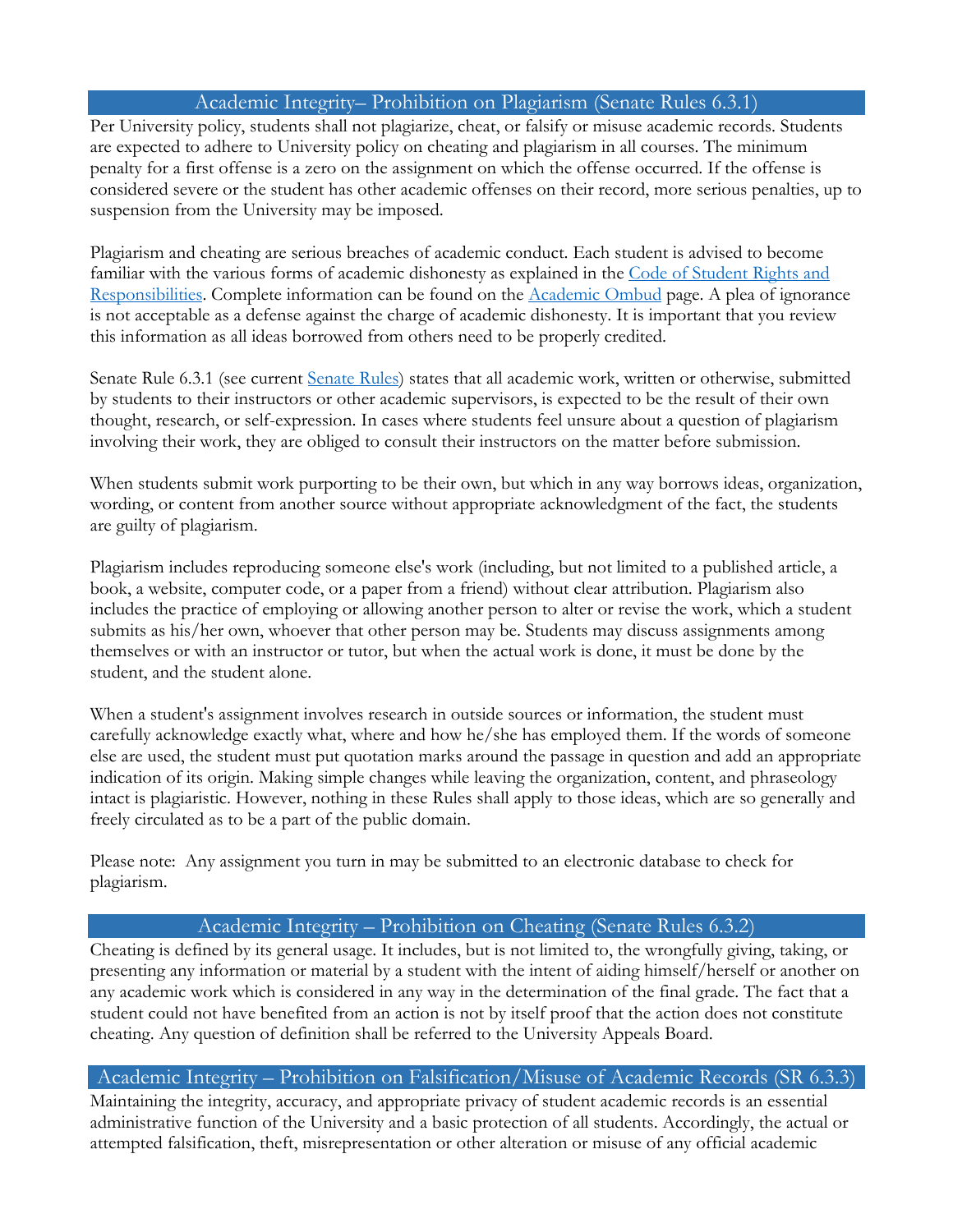## Academic Integrity– Prohibition on Plagiarism (Senate Rules 6.3.1)

Per University policy, students shall not plagiarize, cheat, or falsify or misuse academic records. Students are expected to adhere to University policy on cheating and plagiarism in all courses. The minimum penalty for a first offense is a zero on the assignment on which the offense occurred. If the offense is considered severe or the student has other academic offenses on their record, more serious penalties, up to suspension from the University may be imposed.

Plagiarism and cheating are serious breaches of academic conduct. Each student is advised to become familiar with the various forms of academic dishonesty as explained in the [Code of Student Rights and Responsibilities](). Complete information can be found on the [Academic Ombud]() page. A plea of ignorance is not acceptable as a defense against the charge of academic dishonesty. It is important that you review this information as all ideas borrowed from others need to be properly credited.

Senate Rule 6.3.1 (see current [Senate Rules]()) states that all academic work, written or otherwise, submitted by students to their instructors or other academic supervisors, is expected to be the result of their own thought, research, or self-expression. In cases where students feel unsure about a question of plagiarism involving their work, they are obliged to consult their instructors on the matter before submission.

When students submit work purporting to be their own, but which in any way borrows ideas, organization, wording, or content from another source without appropriate acknowledgment of the fact, the students are guilty of plagiarism.

Plagiarism includes reproducing someone else's work (including, but not limited to a published article, a book, a website, computer code, or a paper from a friend) without clear attribution. Plagiarism also includes the practice of employing or allowing another person to alter or revise the work, which a student submits as his/her own, whoever that other person may be. Students may discuss assignments among themselves or with an instructor or tutor, but when the actual work is done, it must be done by the student, and the student alone.

When a student's assignment involves research in outside sources or information, the student must carefully acknowledge exactly what, where and how he/she has employed them. If the words of someone else are used, the student must put quotation marks around the passage in question and add an appropriate indication of its origin. Making simple changes while leaving the organization, content, and phraseology intact is plagiaristic. However, nothing in these Rules shall apply to those ideas, which are so generally and freely circulated as to be a part of the public domain.

Please note: Any assignment you turn in may be submitted to an electronic database to check for plagiarism.

## Academic Integrity – Prohibition on Cheating (Senate Rules 6.3.2)

Cheating is defined by its general usage. It includes, but is not limited to, the wrongfully giving, taking, or presenting any information or material by a student with the intent of aiding himself/herself or another on any academic work which is considered in any way in the determination of the final grade. The fact that a student could not have benefited from an action is not by itself proof that the action does not constitute cheating. Any question of definition shall be referred to the University Appeals Board.

## Academic Integrity – Prohibition on Falsification/Misuse of Academic Records (SR 6.3.3)

Maintaining the integrity, accuracy, and appropriate privacy of student academic records is an essential administrative function of the University and a basic protection of all students. Accordingly, the actual or attempted falsification, theft, misrepresentation or other alteration or misuse of any official academic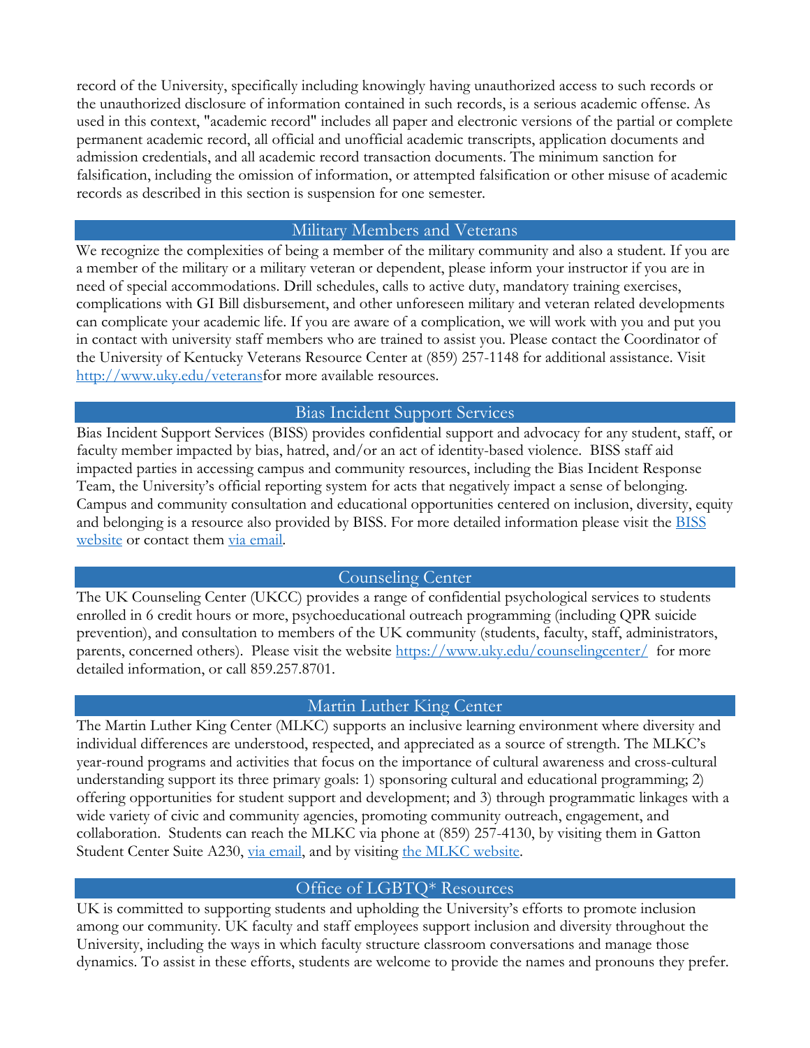record of the University, specifically including knowingly having unauthorized access to such records or the unauthorized disclosure of information contained in such records, is a serious academic offense. As used in this context, "academic record" includes all paper and electronic versions of the partial or complete permanent academic record, all official and unofficial academic transcripts, application documents and admission credentials, and all academic record transaction documents. The minimum sanction for falsification, including the omission of information, or attempted falsification or other misuse of academic records as described in this section is suspension for one semester.

## Military Members and Veterans

We recognize the complexities of being a member of the military community and also a student. If you are a member of the military or a military veteran or dependent, please inform your instructor if you are in need of special accommodations. Drill schedules, calls to active duty, mandatory training exercises, complications with GI Bill disbursement, and other unforeseen military and veteran related developments can complicate your academic life. If you are aware of a complication, we will work with you and put you in contact with university staff members who are trained to assist you. Please contact the Coordinator of the University of Kentucky Veterans Resource Center at (859) 257-1148 for additional assistance. Visit [http://www.uky.edu/veterans](http://www.uky.edu/veterans)for more available resources.

## Bias Incident Support Services

Bias Incident Support Services (BISS) provides confidential support and advocacy for any student, staff, or faculty member impacted by bias, hatred, and/or an act of identity-based violence. BISS staff aid impacted parties in accessing campus and community resources, including the Bias Incident Response Team, the University's official reporting system for acts that negatively impact a sense of belonging. Campus and community consultation and educational opportunities centered on inclusion, diversity, equity and belonging is a resource also provided by BISS. For more detailed information please visit the BISS website or contact them via email.

## Counseling Center

The UK Counseling Center (UKCC) provides a range of confidential psychological services to students enrolled in 6 credit hours or more, psychoeducational outreach programming (including QPR suicide prevention), and consultation to members of the UK community (students, faculty, staff, administrators, parents, concerned others). Please visit the website [https://www.uky.edu/counselingcenter/](https://www.uky.edu/counselingcenter/) for more detailed information, or call 859.257.8701.

## Martin Luther King Center

The Martin Luther King Center (MLKC) supports an inclusive learning environment where diversity and individual differences are understood, respected, and appreciated as a source of strength. The MLKC's year-round programs and activities that focus on the importance of cultural awareness and cross-cultural understanding support its three primary goals: 1) sponsoring cultural and educational programming; 2) offering opportunities for student support and development; and 3) through programmatic linkages with a wide variety of civic and community agencies, promoting community outreach, engagement, and collaboration. Students can reach the MLKC via phone at (859) 257-4130, by visiting them in Gatton Student Center Suite A230, via email, and by visiting the MLKC website.

## Office of LGBTQ* Resources

UK is committed to supporting students and upholding the University's efforts to promote inclusion among our community. UK faculty and staff employees support inclusion and diversity throughout the University, including the ways in which faculty structure classroom conversations and manage those dynamics. To assist in these efforts, students are welcome to provide the names and pronouns they prefer.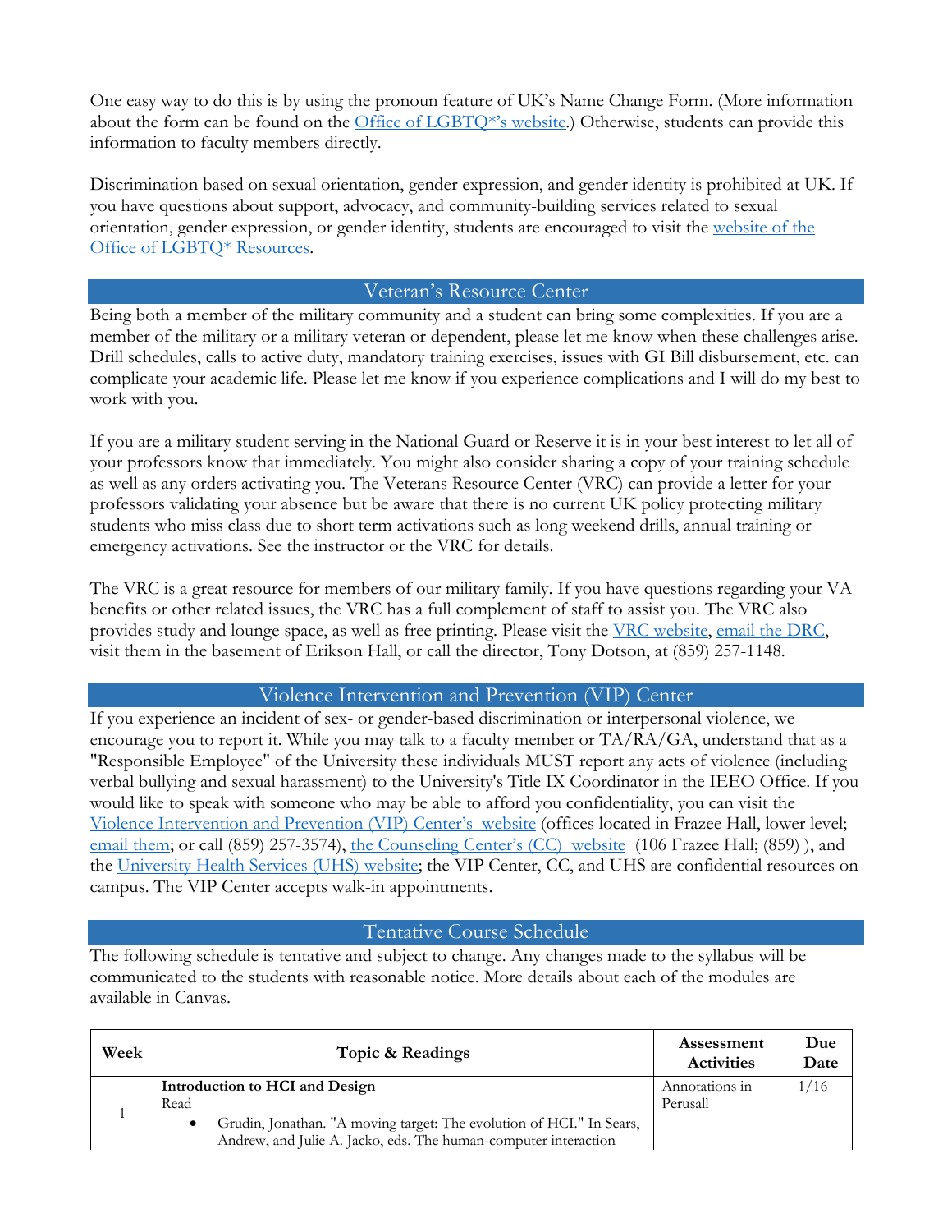One easy way to do this is by using the pronoun feature of UK's Name Change Form. (More information about the form can be found on the Office of LGBTQ*'s website.) Otherwise, students can provide this information to faculty members directly.

Discrimination based on sexual orientation, gender expression, and gender identity is prohibited at UK. If you have questions about support, advocacy, and community-building services related to sexual orientation, gender expression, or gender identity, students are encouraged to visit the website of the Office of LGBTQ* Resources.

## Veteran's Resource Center

Being both a member of the military community and a student can bring some complexities. If you are a member of the military or a military veteran or dependent, please let me know when these challenges arise. Drill schedules, calls to active duty, mandatory training exercises, issues with GI Bill disbursement, etc. can complicate your academic life. Please let me know if you experience complications and I will do my best to work with you.

If you are a military student serving in the National Guard or Reserve it is in your best interest to let all of your professors know that immediately. You might also consider sharing a copy of your training schedule as well as any orders activating you. The Veterans Resource Center (VRC) can provide a letter for your professors validating your absence but be aware that there is no current UK policy protecting military students who miss class due to short term activations such as long weekend drills, annual training or emergency activations. See the instructor or the VRC for details.

The VRC is a great resource for members of our military family. If you have questions regarding your VA benefits or other related issues, the VRC has a full complement of staff to assist you. The VRC also provides study and lounge space, as well as free printing. Please visit the VRC website, email the DRC, visit them in the basement of Erikson Hall, or call the director, Tony Dotson, at (859) 257-1148.

## Violence Intervention and Prevention (VIP) Center

If you experience an incident of sex- or gender-based discrimination or interpersonal violence, we encourage you to report it. While you may talk to a faculty member or TA/RA/GA, understand that as a "Responsible Employee" of the University these individuals MUST report any acts of violence (including verbal bullying and sexual harassment) to the University's Title IX Coordinator in the IEEO Office. If you would like to speak with someone who may be able to afford you confidentiality, you can visit the Violence Intervention and Prevention (VIP) Center's website (offices located in Frazee Hall, lower level; email them; or call (859) 257-3574), the Counseling Center's (CC) website (106 Frazee Hall; (859) ), and the University Health Services (UHS) website; the VIP Center, CC, and UHS are confidential resources on campus. The VIP Center accepts walk-in appointments.

## Tentative Course Schedule

The following schedule is tentative and subject to change. Any changes made to the syllabus will be communicated to the students with reasonable notice. More details about each of the modules are available in Canvas.

| Week | Topic & Readings | Assessment Activities | Due Date |
|---|---|---|---|
| 1 | **Introduction to HCI and Design**<br>Read<br>• Grudin, Jonathan. "A moving target: The evolution of HCI." In Sears, Andrew, and Julie A. Jacko, eds. The human-computer interaction | Annotations in Perusall | 1/16 |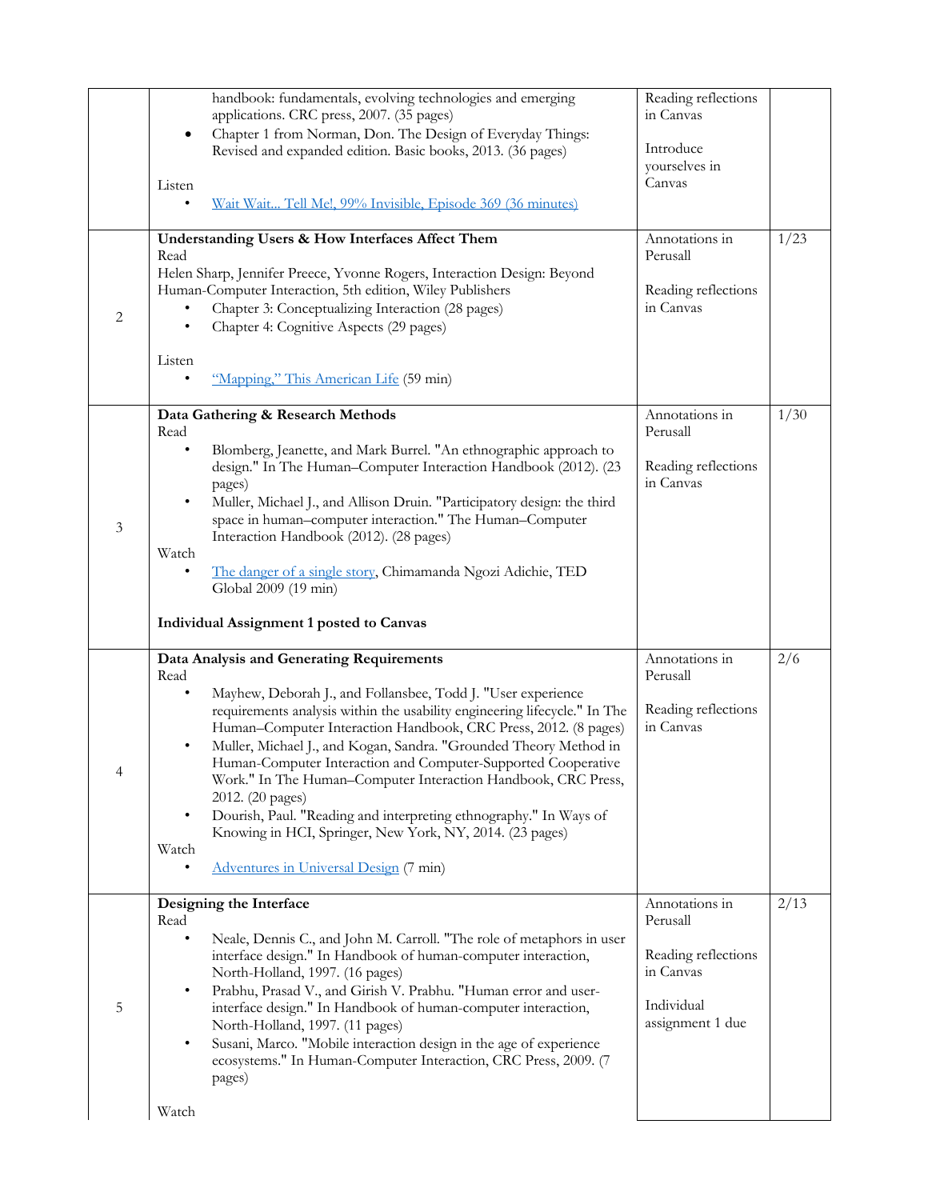| | | | |
|---|---|---|---|
| | handbook: fundamentals, evolving technologies and emerging applications. CRC press, 2007. (35 pages)<br>• Chapter 1 from Norman, Don. The Design of Everyday Things: Revised and expanded edition. Basic books, 2013. (36 pages)<br><br>Listen<br>• Wait Wait... Tell Me!, 99% Invisible, Episode 369 (36 minutes) | Reading reflections in Canvas<br><br>Introduce yourselves in Canvas | |
| 2 | **Understanding Users & How Interfaces Affect Them**<br>Read<br>Helen Sharp, Jennifer Preece, Yvonne Rogers, Interaction Design: Beyond Human-Computer Interaction, 5th edition, Wiley Publishers<br>• Chapter 3: Conceptualizing Interaction (28 pages)<br>• Chapter 4: Cognitive Aspects (29 pages)<br><br>Listen<br>• "Mapping," This American Life (59 min) | Annotations in Perusall<br><br>Reading reflections in Canvas | 1/23 |
| 3 | **Data Gathering & Research Methods**<br>Read<br>• Blomberg, Jeanette, and Mark Burrel. "An ethnographic approach to design." In The Human–Computer Interaction Handbook (2012). (23 pages)<br>• Muller, Michael J., and Allison Druin. "Participatory design: the third space in human–computer interaction." The Human–Computer Interaction Handbook (2012). (28 pages)<br>Watch<br>• The danger of a single story, Chimamanda Ngozi Adichie, TED Global 2009 (19 min)<br><br>**Individual Assignment 1 posted to Canvas** | Annotations in Perusall<br><br>Reading reflections in Canvas | 1/30 |
| 4 | **Data Analysis and Generating Requirements**<br>Read<br>• Mayhew, Deborah J., and Follansbee, Todd J. "User experience requirements analysis within the usability engineering lifecycle." In The Human–Computer Interaction Handbook, CRC Press, 2012. (8 pages)<br>• Muller, Michael J., and Kogan, Sandra. "Grounded Theory Method in Human-Computer Interaction and Computer-Supported Cooperative Work." In The Human–Computer Interaction Handbook, CRC Press, 2012. (20 pages)<br>• Dourish, Paul. "Reading and interpreting ethnography." In Ways of Knowing in HCI, Springer, New York, NY, 2014. (23 pages)<br>Watch<br>• Adventures in Universal Design (7 min) | Annotations in Perusall<br><br>Reading reflections in Canvas | 2/6 |
| 5 | **Designing the Interface**<br>Read<br>• Neale, Dennis C., and John M. Carroll. "The role of metaphors in user interface design." In Handbook of human-computer interaction, North-Holland, 1997. (16 pages)<br>• Prabhu, Prasad V., and Girish V. Prabhu. "Human error and user-interface design." In Handbook of human-computer interaction, North-Holland, 1997. (11 pages)<br>• Susani, Marco. "Mobile interaction design in the age of experience ecosystems." In Human-Computer Interaction, CRC Press, 2009. (7 pages)<br><br>Watch | Annotations in Perusall<br><br>Reading reflections in Canvas<br><br>Individual assignment 1 due | 2/13 |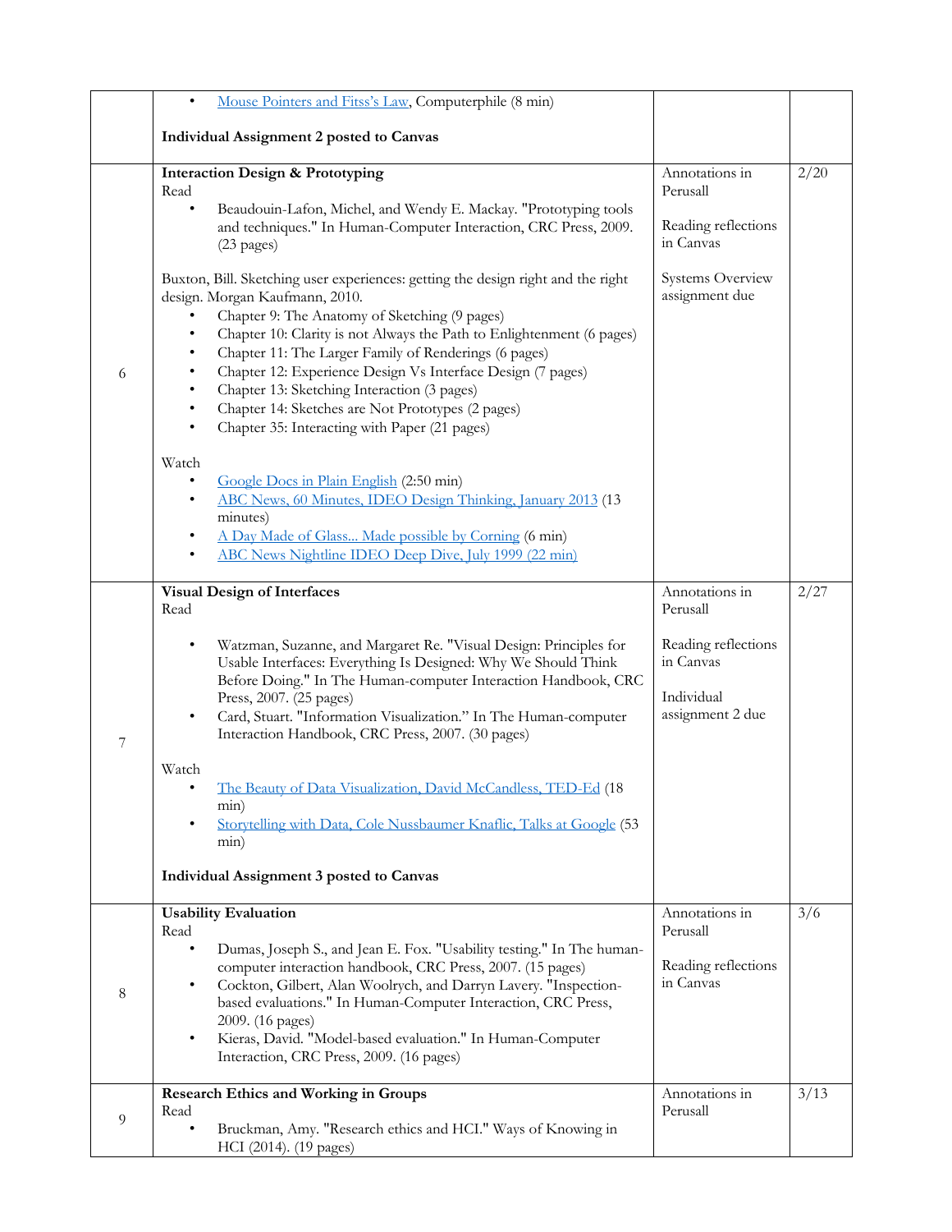| | | | |
|---|---|---|---|
| | • [Mouse Pointers and Fitts's Law](), Computerphile (8 min)<br><br>**Individual Assignment 2 posted to Canvas** | | |
| 6 | **Interaction Design & Prototyping**<br>Read<br>• Beaudouin-Lafon, Michel, and Wendy E. Mackay. "Prototyping tools and techniques." In Human-Computer Interaction, CRC Press, 2009. (23 pages)<br><br>Buxton, Bill. Sketching user experiences: getting the design right and the right design. Morgan Kaufmann, 2010.<br>• Chapter 9: The Anatomy of Sketching (9 pages)<br>• Chapter 10: Clarity is not Always the Path to Enlightenment (6 pages)<br>• Chapter 11: The Larger Family of Renderings (6 pages)<br>• Chapter 12: Experience Design Vs Interface Design (7 pages)<br>• Chapter 13: Sketching Interaction (3 pages)<br>• Chapter 14: Sketches are Not Prototypes (2 pages)<br>• Chapter 35: Interacting with Paper (21 pages)<br><br>Watch<br>• [Google Docs in Plain English]() (2:50 min)<br>• [ABC News, 60 Minutes, IDEO Design Thinking, January 2013]() (13 minutes)<br>• [A Day Made of Glass... Made possible by Corning]() (6 min)<br>• [ABC News Nightline IDEO Deep Dive, July 1999 (22 min)]() | Annotations in Perusall<br><br>Reading reflections in Canvas<br><br>Systems Overview assignment due | 2/20 |
| 7 | **Visual Design of Interfaces**<br>Read<br>• Watzman, Suzanne, and Margaret Re. "Visual Design: Principles for Usable Interfaces: Everything Is Designed: Why We Should Think Before Doing." In The Human-computer Interaction Handbook, CRC Press, 2007. (25 pages)<br>• Card, Stuart. "Information Visualization." In The Human-computer Interaction Handbook, CRC Press, 2007. (30 pages)<br><br>Watch<br>• [The Beauty of Data Visualization, David McCandless, TED-Ed]() (18 min)<br>• [Storytelling with Data, Cole Nussbaumer Knaflic, Talks at Google]() (53 min)<br><br>**Individual Assignment 3 posted to Canvas** | Annotations in Perusall<br><br>Reading reflections in Canvas<br><br>Individual assignment 2 due | 2/27 |
| 8 | **Usability Evaluation**<br>Read<br>• Dumas, Joseph S., and Jean E. Fox. "Usability testing." In The human-computer interaction handbook, CRC Press, 2007. (15 pages)<br>• Cockton, Gilbert, Alan Woolrych, and Darryn Lavery. "Inspection-based evaluations." In Human-Computer Interaction, CRC Press, 2009. (16 pages)<br>• Kieras, David. "Model-based evaluation." In Human-Computer Interaction, CRC Press, 2009. (16 pages) | Annotations in Perusall<br><br>Reading reflections in Canvas | 3/6 |
| 9 | **Research Ethics and Working in Groups**<br>Read<br>• Bruckman, Amy. "Research ethics and HCI." Ways of Knowing in HCI (2014). (19 pages) | Annotations in Perusall | 3/13 |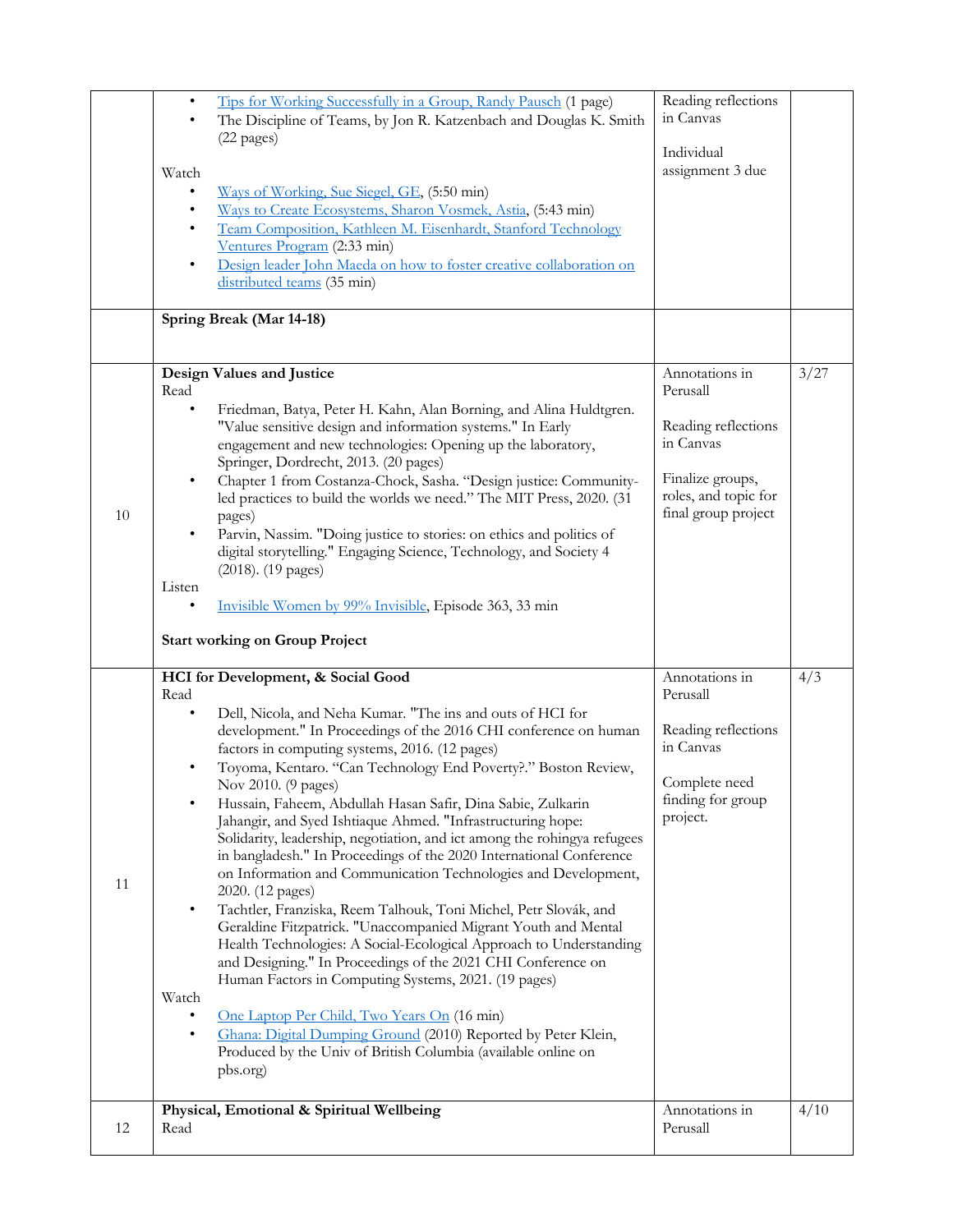| | | | |
|---|---|---|---|
| | • Tips for Working Successfully in a Group, Randy Pausch (1 page)<br>• The Discipline of Teams, by Jon R. Katzenbach and Douglas K. Smith (22 pages)<br><br>Watch<br>• Ways of Working, Sue Siegel, GE, (5:50 min)<br>• Ways to Create Ecosystems, Sharon Vosmek, Astia, (5:43 min)<br>• Team Composition, Kathleen M. Eisenhardt, Stanford Technology Ventures Program (2:33 min)<br>• Design leader John Maeda on how to foster creative collaboration on distributed teams (35 min) | Reading reflections in Canvas<br><br>Individual assignment 3 due | |
| | **Spring Break (Mar 14-18)** | | |
| 10 | **Design Values and Justice**<br>Read<br>• Friedman, Batya, Peter H. Kahn, Alan Borning, and Alina Huldtgren. "Value sensitive design and information systems." In Early engagement and new technologies: Opening up the laboratory, Springer, Dordrecht, 2013. (20 pages)<br>• Chapter 1 from Costanza-Chock, Sasha. "Design justice: Community-led practices to build the worlds we need." The MIT Press, 2020. (31 pages)<br>• Parvin, Nassim. "Doing justice to stories: on ethics and politics of digital storytelling." Engaging Science, Technology, and Society 4 (2018). (19 pages)<br>Listen<br>• Invisible Women by 99% Invisible, Episode 363, 33 min<br><br>**Start working on Group Project** | Annotations in Perusall<br><br>Reading reflections in Canvas<br><br>Finalize groups, roles, and topic for final group project | 3/27 |
| 11 | **HCI for Development, & Social Good**<br>Read<br>• Dell, Nicola, and Neha Kumar. "The ins and outs of HCI for development." In Proceedings of the 2016 CHI conference on human factors in computing systems, 2016. (12 pages)<br>• Toyoma, Kentaro. "Can Technology End Poverty?." Boston Review, Nov 2010. (9 pages)<br>• Hussain, Faheem, Abdullah Hasan Safir, Dina Sabie, Zulkarin Jahangir, and Syed Ishtiaque Ahmed. "Infrastructuring hope: Solidarity, leadership, negotiation, and ict among the rohingya refugees in bangladesh." In Proceedings of the 2020 International Conference on Information and Communication Technologies and Development, 2020. (12 pages)<br>• Tachtler, Franziska, Reem Talhouk, Toni Michel, Petr Slovák, and Geraldine Fitzpatrick. "Unaccompanied Migrant Youth and Mental Health Technologies: A Social-Ecological Approach to Understanding and Designing." In Proceedings of the 2021 CHI Conference on Human Factors in Computing Systems, 2021. (19 pages)<br>Watch<br>• One Laptop Per Child, Two Years On (16 min)<br>• Ghana: Digital Dumping Ground (2010) Reported by Peter Klein, Produced by the Univ of British Columbia (available online on pbs.org) | Annotations in Perusall<br><br>Reading reflections in Canvas<br><br>Complete need finding for group project. | 4/3 |
| 12 | **Physical, Emotional & Spiritual Wellbeing**<br>Read | Annotations in Perusall | 4/10 |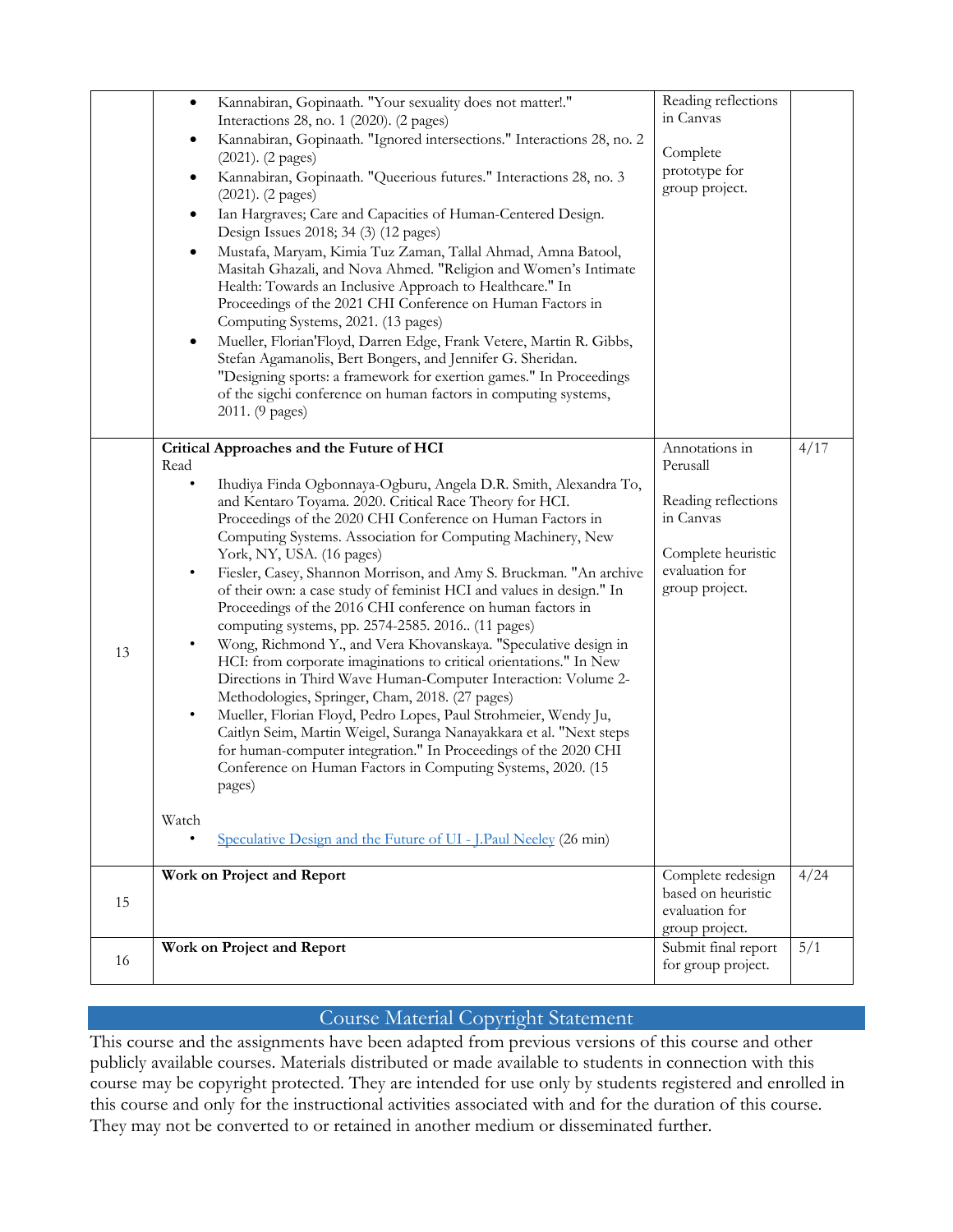| | | | |
|---|---|---|---|
| | • Kannabiran, Gopinaath. "Your sexuality does not matter!." Interactions 28, no. 1 (2020). (2 pages)<br>• Kannabiran, Gopinaath. "Ignored intersections." Interactions 28, no. 2 (2021). (2 pages)<br>• Kannabiran, Gopinaath. "Queerious futures." Interactions 28, no. 3 (2021). (2 pages)<br>• Ian Hargraves; Care and Capacities of Human-Centered Design. Design Issues 2018; 34 (3) (12 pages)<br>• Mustafa, Maryam, Kimia Tuz Zaman, Tallal Ahmad, Amna Batool, Masitah Ghazali, and Nova Ahmed. "Religion and Women's Intimate Health: Towards an Inclusive Approach to Healthcare." In Proceedings of the 2021 CHI Conference on Human Factors in Computing Systems, 2021. (13 pages)<br>• Mueller, Florian'Floyd, Darren Edge, Frank Vetere, Martin R. Gibbs, Stefan Agamanolis, Bert Bongers, and Jennifer G. Sheridan. "Designing sports: a framework for exertion games." In Proceedings of the sigchi conference on human factors in computing systems, 2011. (9 pages) | Reading reflections in Canvas<br><br>Complete prototype for group project. | |
| 13 | **Critical Approaches and the Future of HCI**<br>Read<br>• Ihudiya Finda Ogbonnaya-Ogburu, Angela D.R. Smith, Alexandra To, and Kentaro Toyama. 2020. Critical Race Theory for HCI. Proceedings of the 2020 CHI Conference on Human Factors in Computing Systems. Association for Computing Machinery, New York, NY, USA. (16 pages)<br>• Fiesler, Casey, Shannon Morrison, and Amy S. Bruckman. "An archive of their own: a case study of feminist HCI and values in design." In Proceedings of the 2016 CHI conference on human factors in computing systems, pp. 2574-2585. 2016.. (11 pages)<br>• Wong, Richmond Y., and Vera Khovanskaya. "Speculative design in HCI: from corporate imaginations to critical orientations." In New Directions in Third Wave Human-Computer Interaction: Volume 2-Methodologies, Springer, Cham, 2018. (27 pages)<br>• Mueller, Florian Floyd, Pedro Lopes, Paul Strohmeier, Wendy Ju, Caitlyn Seim, Martin Weigel, Suranga Nanayakkara et al. "Next steps for human-computer integration." In Proceedings of the 2020 CHI Conference on Human Factors in Computing Systems, 2020. (15 pages)<br><br>Watch<br>• [Speculative Design and the Future of UI - J.Paul Neeley]() (26 min) | Annotations in Perusall<br><br>Reading reflections in Canvas<br><br>Complete heuristic evaluation for group project. | 4/17 |
| 15 | **Work on Project and Report** | Complete redesign based on heuristic evaluation for group project. | 4/24 |
| 16 | **Work on Project and Report** | Submit final report for group project. | 5/1 |

## Course Material Copyright Statement

This course and the assignments have been adapted from previous versions of this course and other publicly available courses. Materials distributed or made available to students in connection with this course may be copyright protected. They are intended for use only by students registered and enrolled in this course and only for the instructional activities associated with and for the duration of this course. They may not be converted to or retained in another medium or disseminated further.